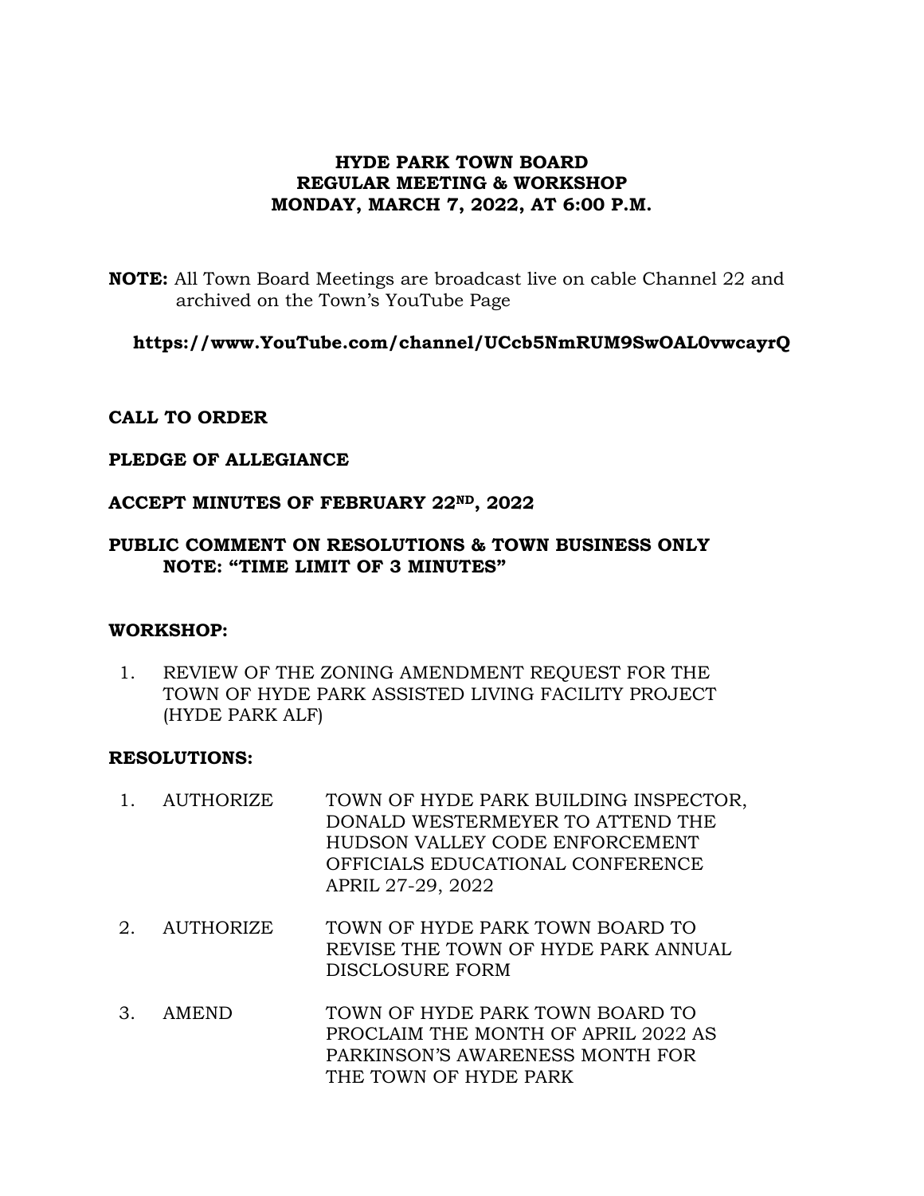# HYDE PARK TOWN BOARD
## REGULAR MEETING & WORKSHOP
## MONDAY, MARCH 7, 2022, AT 6:00 P.M.

**NOTE:** All Town Board Meetings are broadcast live on cable Channel 22 and archived on the Town's YouTube Page

**https://www.YouTube.com/channel/UCcb5NmRUM9SwOAL0vwcayrQ**

**CALL TO ORDER**

**PLEDGE OF ALLEGIANCE**

**ACCEPT MINUTES OF FEBRUARY 22ND, 2022**

**PUBLIC COMMENT ON RESOLUTIONS & TOWN BUSINESS ONLY**
**NOTE: "TIME LIMIT OF 3 MINUTES"**

**WORKSHOP:**

1. REVIEW OF THE ZONING AMENDMENT REQUEST FOR THE TOWN OF HYDE PARK ASSISTED LIVING FACILITY PROJECT (HYDE PARK ALF)

**RESOLUTIONS:**

1. AUTHORIZE TOWN OF HYDE PARK BUILDING INSPECTOR, DONALD WESTERMEYER TO ATTEND THE HUDSON VALLEY CODE ENFORCEMENT OFFICIALS EDUCATIONAL CONFERENCE APRIL 27-29, 2022

2. AUTHORIZE TOWN OF HYDE PARK TOWN BOARD TO REVISE THE TOWN OF HYDE PARK ANNUAL DISCLOSURE FORM

3. AMEND TOWN OF HYDE PARK TOWN BOARD TO PROCLAIM THE MONTH OF APRIL 2022 AS PARKINSON'S AWARENESS MONTH FOR THE TOWN OF HYDE PARK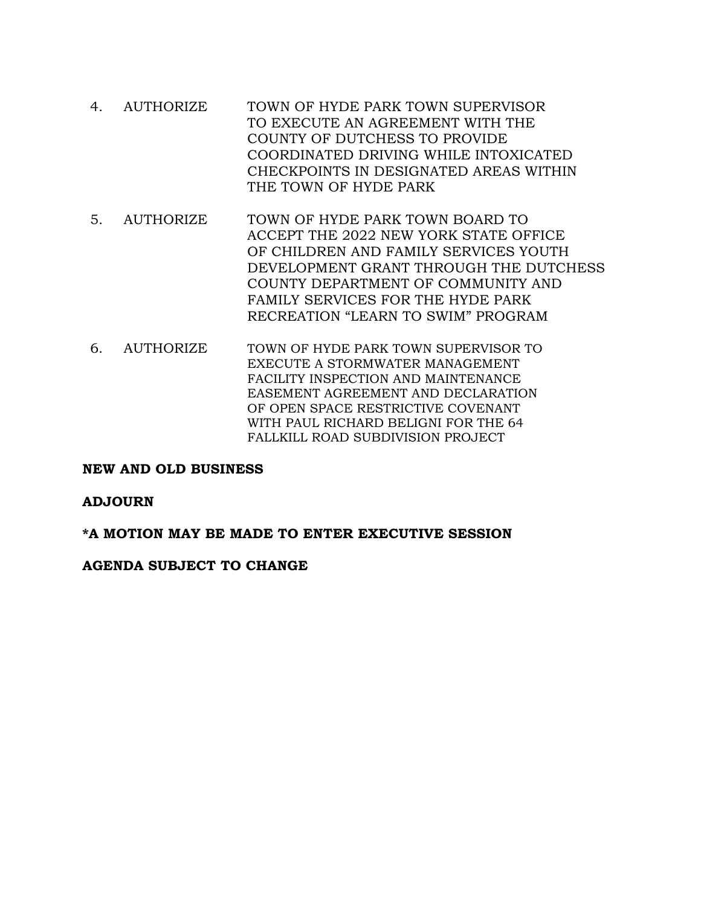4. AUTHORIZE TOWN OF HYDE PARK TOWN SUPERVISOR TO EXECUTE AN AGREEMENT WITH THE COUNTY OF DUTCHESS TO PROVIDE COORDINATED DRIVING WHILE INTOXICATED CHECKPOINTS IN DESIGNATED AREAS WITHIN THE TOWN OF HYDE PARK

5. AUTHORIZE TOWN OF HYDE PARK TOWN BOARD TO ACCEPT THE 2022 NEW YORK STATE OFFICE OF CHILDREN AND FAMILY SERVICES YOUTH DEVELOPMENT GRANT THROUGH THE DUTCHESS COUNTY DEPARTMENT OF COMMUNITY AND FAMILY SERVICES FOR THE HYDE PARK RECREATION "LEARN TO SWIM" PROGRAM

6. AUTHORIZE TOWN OF HYDE PARK TOWN SUPERVISOR TO EXECUTE A STORMWATER MANAGEMENT FACILITY INSPECTION AND MAINTENANCE EASEMENT AGREEMENT AND DECLARATION OF OPEN SPACE RESTRICTIVE COVENANT WITH PAUL RICHARD BELIGNI FOR THE 64 FALLKILL ROAD SUBDIVISION PROJECT

**NEW AND OLD BUSINESS**

**ADJOURN**

**\*A MOTION MAY BE MADE TO ENTER EXECUTIVE SESSION**

**AGENDA SUBJECT TO CHANGE**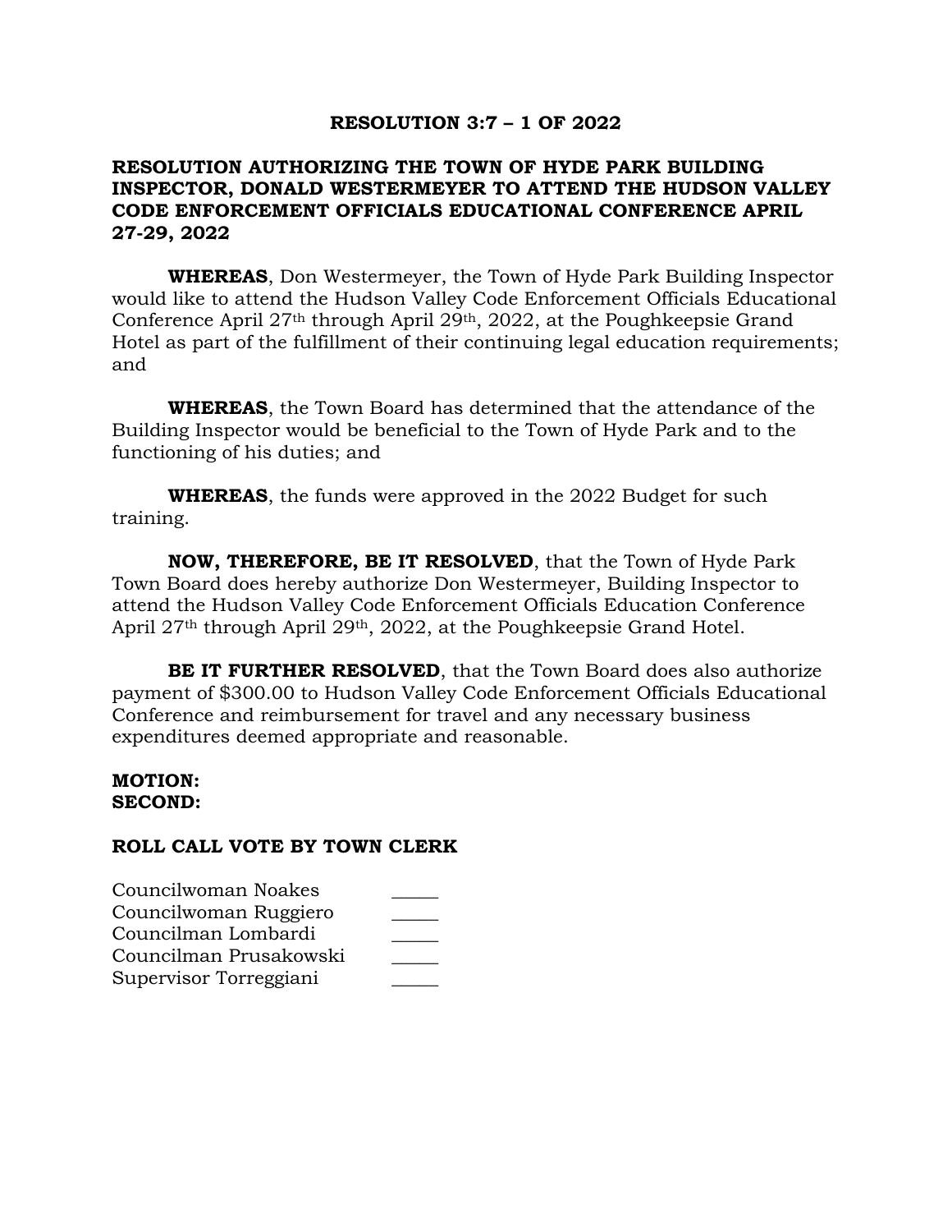# RESOLUTION 3:7 – 1 OF 2022

## RESOLUTION AUTHORIZING THE TOWN OF HYDE PARK BUILDING INSPECTOR, DONALD WESTERMEYER TO ATTEND THE HUDSON VALLEY CODE ENFORCEMENT OFFICIALS EDUCATIONAL CONFERENCE APRIL 27-29, 2022

**WHEREAS**, Don Westermeyer, the Town of Hyde Park Building Inspector would like to attend the Hudson Valley Code Enforcement Officials Educational Conference April 27th through April 29th, 2022, at the Poughkeepsie Grand Hotel as part of the fulfillment of their continuing legal education requirements; and

**WHEREAS**, the Town Board has determined that the attendance of the Building Inspector would be beneficial to the Town of Hyde Park and to the functioning of his duties; and

**WHEREAS**, the funds were approved in the 2022 Budget for such training.

**NOW, THEREFORE, BE IT RESOLVED**, that the Town of Hyde Park Town Board does hereby authorize Don Westermeyer, Building Inspector to attend the Hudson Valley Code Enforcement Officials Education Conference April 27th through April 29th, 2022, at the Poughkeepsie Grand Hotel.

**BE IT FURTHER RESOLVED**, that the Town Board does also authorize payment of $300.00 to Hudson Valley Code Enforcement Officials Educational Conference and reimbursement for travel and any necessary business expenditures deemed appropriate and reasonable.

**MOTION:**
**SECOND:**

**ROLL CALL VOTE BY TOWN CLERK**

Councilwoman Noakes _____
Councilwoman Ruggiero _____
Councilman Lombardi _____
Councilman Prusakowski _____
Supervisor Torreggiani _____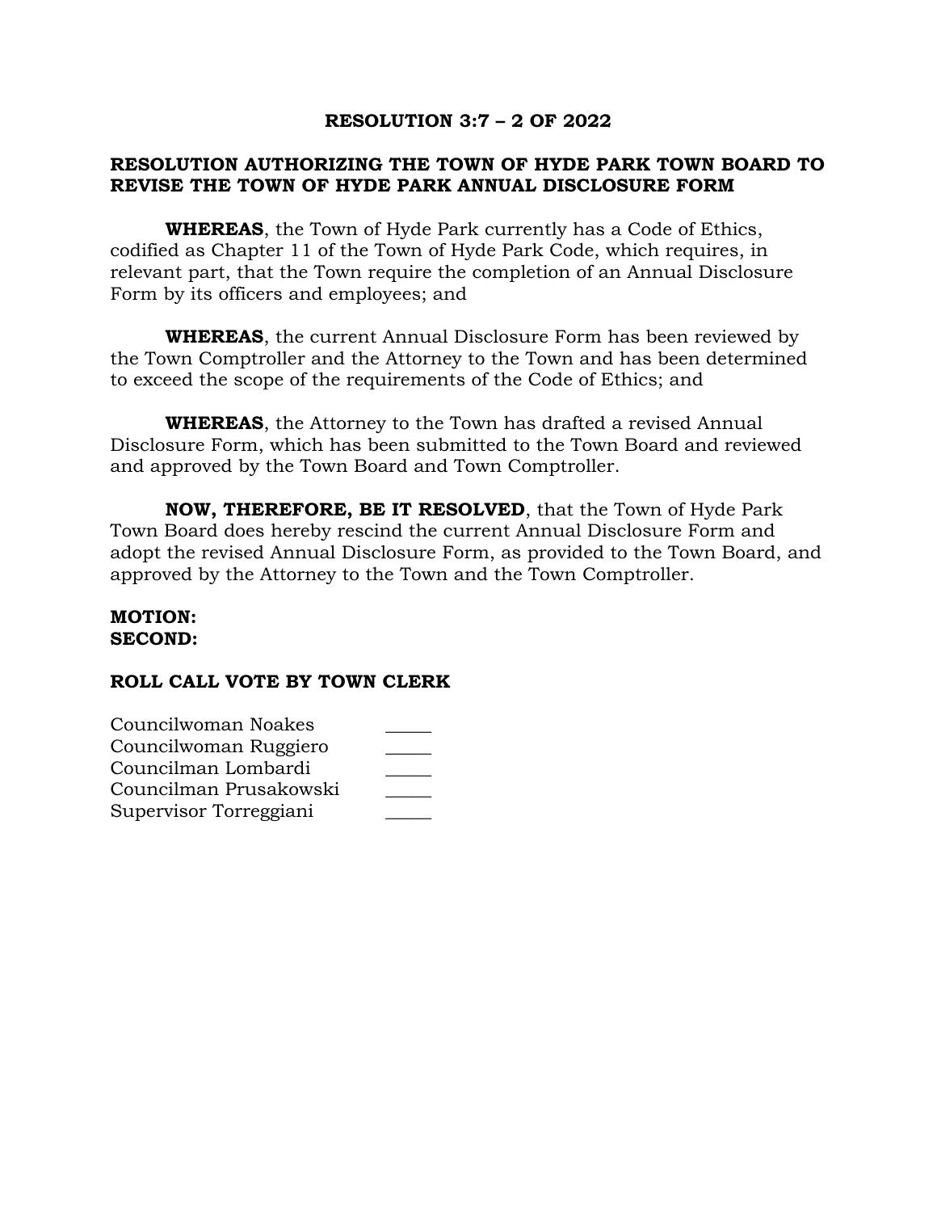**RESOLUTION 3:7 – 2 OF 2022**

**RESOLUTION AUTHORIZING THE TOWN OF HYDE PARK TOWN BOARD TO REVISE THE TOWN OF HYDE PARK ANNUAL DISCLOSURE FORM**

**WHEREAS**, the Town of Hyde Park currently has a Code of Ethics, codified as Chapter 11 of the Town of Hyde Park Code, which requires, in relevant part, that the Town require the completion of an Annual Disclosure Form by its officers and employees; and

**WHEREAS**, the current Annual Disclosure Form has been reviewed by the Town Comptroller and the Attorney to the Town and has been determined to exceed the scope of the requirements of the Code of Ethics; and

**WHEREAS**, the Attorney to the Town has drafted a revised Annual Disclosure Form, which has been submitted to the Town Board and reviewed and approved by the Town Board and Town Comptroller.

**NOW, THEREFORE, BE IT RESOLVED**, that the Town of Hyde Park Town Board does hereby rescind the current Annual Disclosure Form and adopt the revised Annual Disclosure Form, as provided to the Town Board, and approved by the Attorney to the Town and the Town Comptroller.

**MOTION:**
**SECOND:**

**ROLL CALL VOTE BY TOWN CLERK**

Councilwoman Noakes _____
Councilwoman Ruggiero _____
Councilman Lombardi _____
Councilman Prusakowski _____
Supervisor Torreggiani _____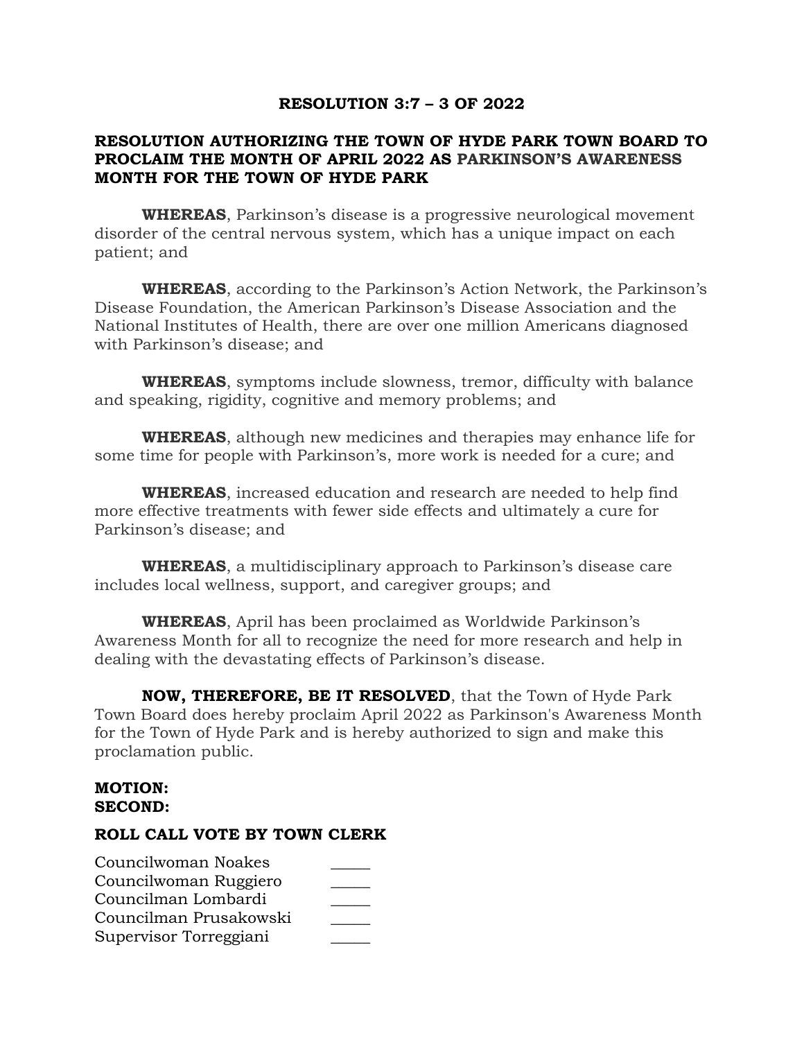# RESOLUTION 3:7 – 3 OF 2022

## RESOLUTION AUTHORIZING THE TOWN OF HYDE PARK TOWN BOARD TO PROCLAIM THE MONTH OF APRIL 2022 AS PARKINSON'S AWARENESS MONTH FOR THE TOWN OF HYDE PARK

**WHEREAS**, Parkinson's disease is a progressive neurological movement disorder of the central nervous system, which has a unique impact on each patient; and

**WHEREAS**, according to the Parkinson's Action Network, the Parkinson's Disease Foundation, the American Parkinson's Disease Association and the National Institutes of Health, there are over one million Americans diagnosed with Parkinson's disease; and

**WHEREAS**, symptoms include slowness, tremor, difficulty with balance and speaking, rigidity, cognitive and memory problems; and

**WHEREAS**, although new medicines and therapies may enhance life for some time for people with Parkinson's, more work is needed for a cure; and

**WHEREAS**, increased education and research are needed to help find more effective treatments with fewer side effects and ultimately a cure for Parkinson's disease; and

**WHEREAS**, a multidisciplinary approach to Parkinson's disease care includes local wellness, support, and caregiver groups; and

**WHEREAS**, April has been proclaimed as Worldwide Parkinson's Awareness Month for all to recognize the need for more research and help in dealing with the devastating effects of Parkinson's disease.

**NOW, THEREFORE, BE IT RESOLVED**, that the Town of Hyde Park Town Board does hereby proclaim April 2022 as Parkinson's Awareness Month for the Town of Hyde Park and is hereby authorized to sign and make this proclamation public.

**MOTION:**
**SECOND:**

**ROLL CALL VOTE BY TOWN CLERK**

| | |
|---|---|
| Councilwoman Noakes | _____ |
| Councilwoman Ruggiero | _____ |
| Councilman Lombardi | _____ |
| Councilman Prusakowski | _____ |
| Supervisor Torreggiani | _____ |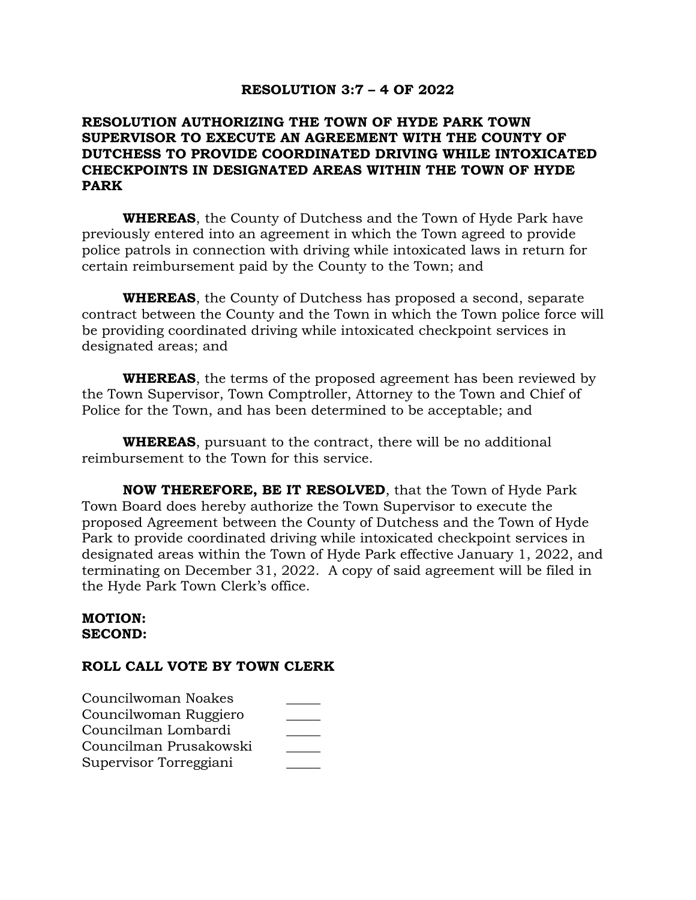# RESOLUTION 3:7 – 4 OF 2022

## RESOLUTION AUTHORIZING THE TOWN OF HYDE PARK TOWN SUPERVISOR TO EXECUTE AN AGREEMENT WITH THE COUNTY OF DUTCHESS TO PROVIDE COORDINATED DRIVING WHILE INTOXICATED CHECKPOINTS IN DESIGNATED AREAS WITHIN THE TOWN OF HYDE PARK

**WHEREAS**, the County of Dutchess and the Town of Hyde Park have previously entered into an agreement in which the Town agreed to provide police patrols in connection with driving while intoxicated laws in return for certain reimbursement paid by the County to the Town; and

**WHEREAS**, the County of Dutchess has proposed a second, separate contract between the County and the Town in which the Town police force will be providing coordinated driving while intoxicated checkpoint services in designated areas; and

**WHEREAS**, the terms of the proposed agreement has been reviewed by the Town Supervisor, Town Comptroller, Attorney to the Town and Chief of Police for the Town, and has been determined to be acceptable; and

**WHEREAS**, pursuant to the contract, there will be no additional reimbursement to the Town for this service.

**NOW THEREFORE, BE IT RESOLVED**, that the Town of Hyde Park Town Board does hereby authorize the Town Supervisor to execute the proposed Agreement between the County of Dutchess and the Town of Hyde Park to provide coordinated driving while intoxicated checkpoint services in designated areas within the Town of Hyde Park effective January 1, 2022, and terminating on December 31, 2022. A copy of said agreement will be filed in the Hyde Park Town Clerk's office.

**MOTION:**
**SECOND:**

**ROLL CALL VOTE BY TOWN CLERK**

Councilwoman Noakes _____
Councilwoman Ruggiero _____
Councilman Lombardi _____
Councilman Prusakowski _____
Supervisor Torreggiani _____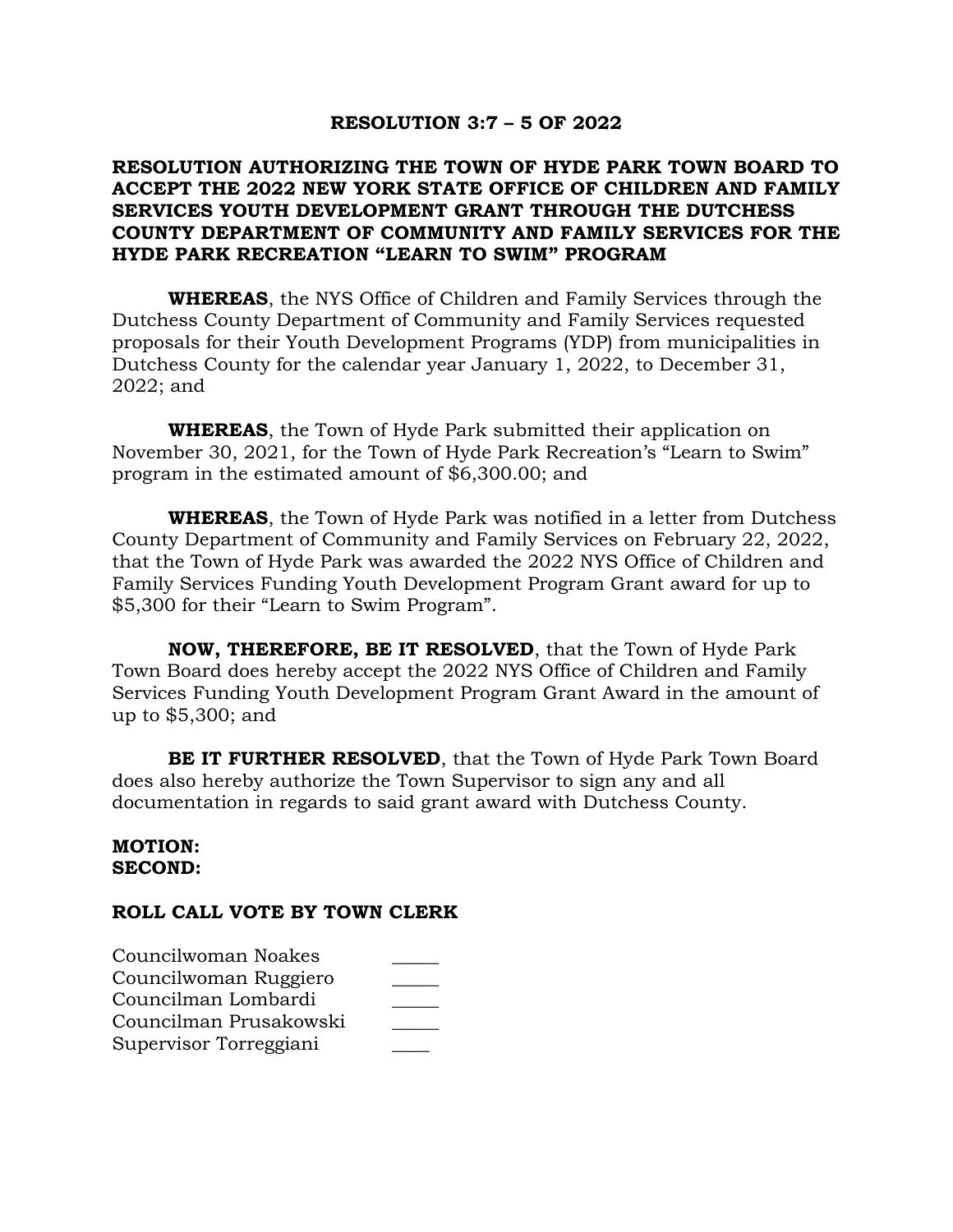**RESOLUTION 3:7 – 5 OF 2022**

**RESOLUTION AUTHORIZING THE TOWN OF HYDE PARK TOWN BOARD TO ACCEPT THE 2022 NEW YORK STATE OFFICE OF CHILDREN AND FAMILY SERVICES YOUTH DEVELOPMENT GRANT THROUGH THE DUTCHESS COUNTY DEPARTMENT OF COMMUNITY AND FAMILY SERVICES FOR THE HYDE PARK RECREATION "LEARN TO SWIM" PROGRAM**

**WHEREAS**, the NYS Office of Children and Family Services through the Dutchess County Department of Community and Family Services requested proposals for their Youth Development Programs (YDP) from municipalities in Dutchess County for the calendar year January 1, 2022, to December 31, 2022; and

**WHEREAS**, the Town of Hyde Park submitted their application on November 30, 2021, for the Town of Hyde Park Recreation's "Learn to Swim" program in the estimated amount of $6,300.00; and

**WHEREAS**, the Town of Hyde Park was notified in a letter from Dutchess County Department of Community and Family Services on February 22, 2022, that the Town of Hyde Park was awarded the 2022 NYS Office of Children and Family Services Funding Youth Development Program Grant award for up to $5,300 for their "Learn to Swim Program".

**NOW, THEREFORE, BE IT RESOLVED**, that the Town of Hyde Park Town Board does hereby accept the 2022 NYS Office of Children and Family Services Funding Youth Development Program Grant Award in the amount of up to $5,300; and

**BE IT FURTHER RESOLVED**, that the Town of Hyde Park Town Board does also hereby authorize the Town Supervisor to sign any and all documentation in regards to said grant award with Dutchess County.

**MOTION:**
**SECOND:**

**ROLL CALL VOTE BY TOWN CLERK**

Councilwoman Noakes _____
Councilwoman Ruggiero _____
Councilman Lombardi _____
Councilman Prusakowski _____
Supervisor Torreggiani ____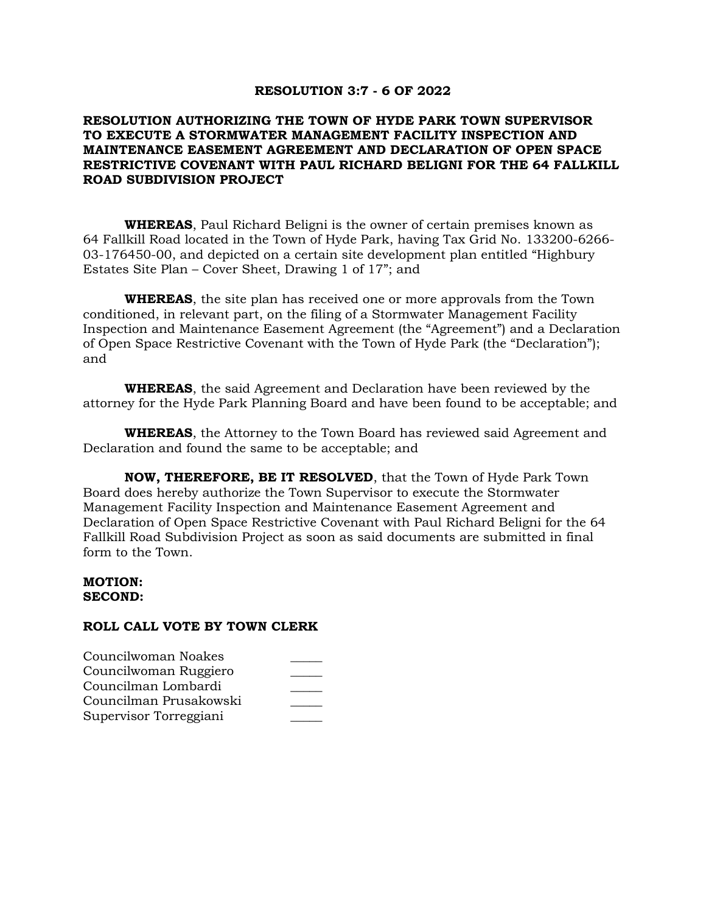**RESOLUTION 3:7 - 6 OF 2022**

**RESOLUTION AUTHORIZING THE TOWN OF HYDE PARK TOWN SUPERVISOR TO EXECUTE A STORMWATER MANAGEMENT FACILITY INSPECTION AND MAINTENANCE EASEMENT AGREEMENT AND DECLARATION OF OPEN SPACE RESTRICTIVE COVENANT WITH PAUL RICHARD BELIGNI FOR THE 64 FALLKILL ROAD SUBDIVISION PROJECT**

**WHEREAS**, Paul Richard Beligni is the owner of certain premises known as 64 Fallkill Road located in the Town of Hyde Park, having Tax Grid No. 133200-6266-03-176450-00, and depicted on a certain site development plan entitled "Highbury Estates Site Plan – Cover Sheet, Drawing 1 of 17"; and

**WHEREAS**, the site plan has received one or more approvals from the Town conditioned, in relevant part, on the filing of a Stormwater Management Facility Inspection and Maintenance Easement Agreement (the "Agreement") and a Declaration of Open Space Restrictive Covenant with the Town of Hyde Park (the "Declaration"); and

**WHEREAS**, the said Agreement and Declaration have been reviewed by the attorney for the Hyde Park Planning Board and have been found to be acceptable; and

**WHEREAS**, the Attorney to the Town Board has reviewed said Agreement and Declaration and found the same to be acceptable; and

**NOW, THEREFORE, BE IT RESOLVED**, that the Town of Hyde Park Town Board does hereby authorize the Town Supervisor to execute the Stormwater Management Facility Inspection and Maintenance Easement Agreement and Declaration of Open Space Restrictive Covenant with Paul Richard Beligni for the 64 Fallkill Road Subdivision Project as soon as said documents are submitted in final form to the Town.

**MOTION:**
**SECOND:**

**ROLL CALL VOTE BY TOWN CLERK**

| | |
|---|---|
| Councilwoman Noakes | _____ |
| Councilwoman Ruggiero | _____ |
| Councilman Lombardi | _____ |
| Councilman Prusakowski | _____ |
| Supervisor Torreggiani | _____ |